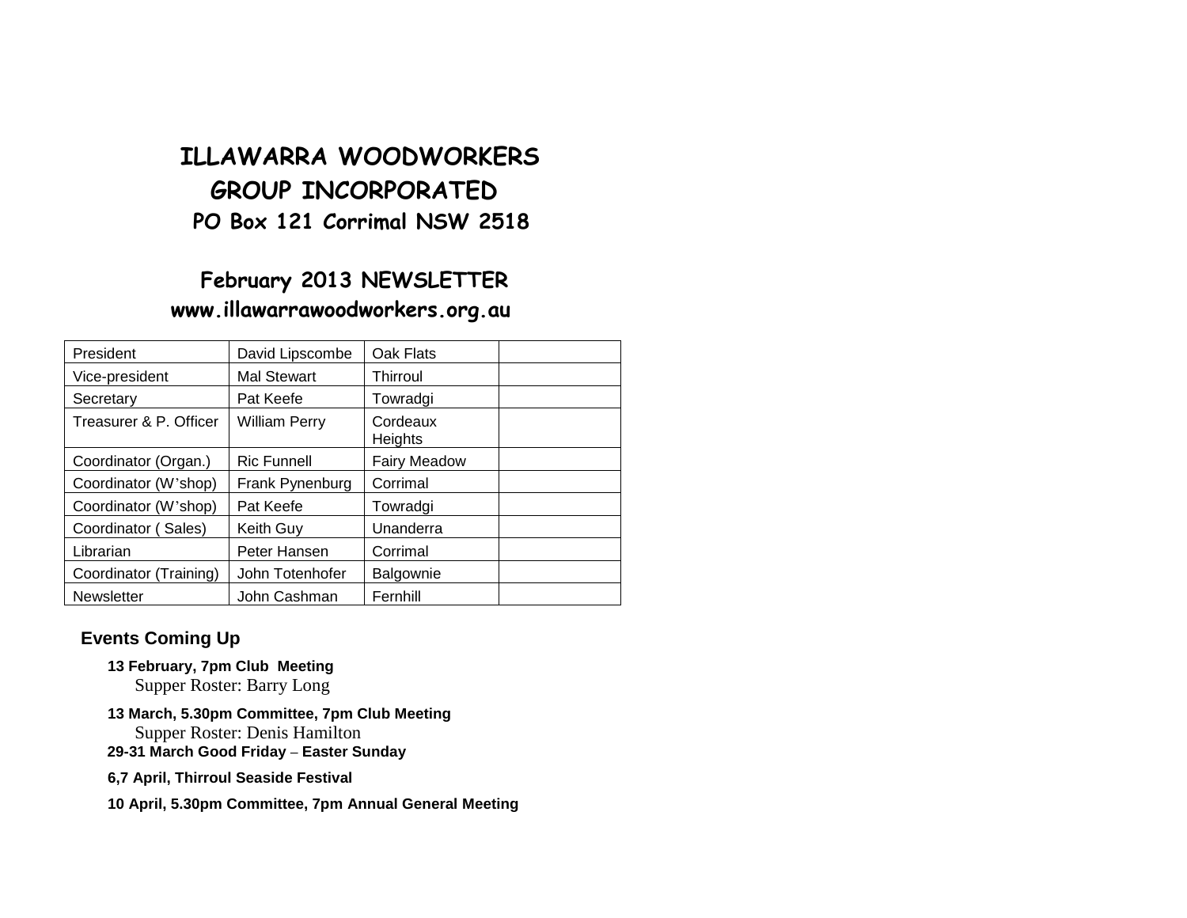# ILLAWARRA WOODWORKERS GROUP INCORPORATED

**PO Box 121 Corrimal NSW 2518**

## February 2013 NEWSLETTER

**www.illawarrawoodworkers.org.au**

| President | David Lipscombe | Oak Flats | |
|---|---|---|---|
| Vice-president | Mal Stewart | Thirroul | |
| Secretary | Pat Keefe | Towradgi | |
| Treasurer & P. Officer | William Perry | Cordeaux Heights | |
| Coordinator (Organ.) | Ric Funnell | Fairy Meadow | |
| Coordinator (W'shop) | Frank Pynenburg | Corrimal | |
| Coordinator (W'shop) | Pat Keefe | Towradgi | |
| Coordinator ( Sales) | Keith Guy | Unanderra | |
| Librarian | Peter Hansen | Corrimal | |
| Coordinator (Training) | John Totenhofer | Balgownie | |
| Newsletter | John Cashman | Fernhill | |

### Events Coming Up

**13 February, 7pm Club Meeting**
Supper Roster: Barry Long

**13 March, 5.30pm Committee, 7pm Club Meeting**
Supper Roster: Denis Hamilton

**29-31 March Good Friday – Easter Sunday**

**6,7 April, Thirroul Seaside Festival**

**10 April, 5.30pm Committee, 7pm Annual General Meeting**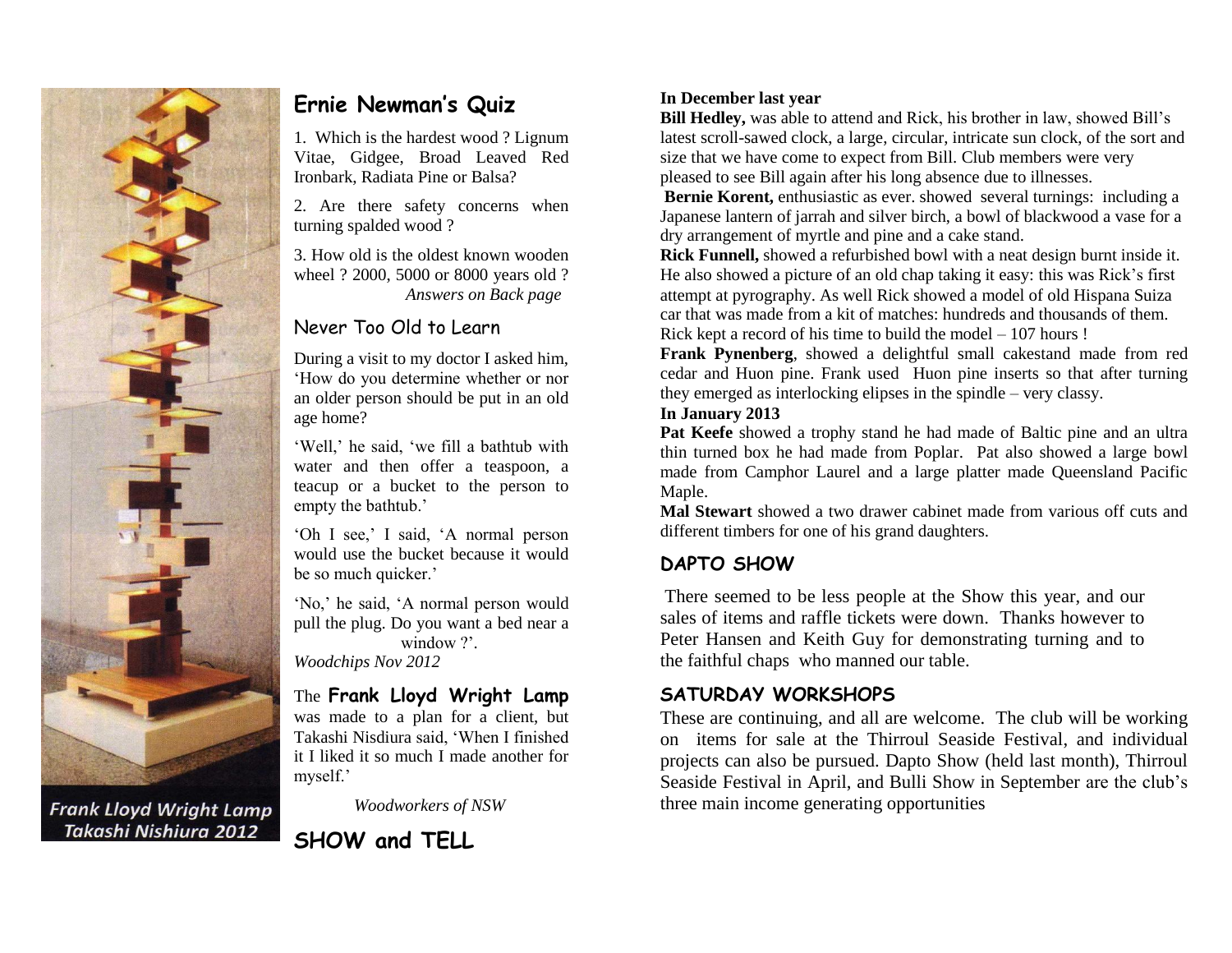Frank Lloyd Wright Lamp
Takashi Nishiura 2012

## Ernie Newman's Quiz

1. Which is the hardest wood ? Lignum Vitae, Gidgee, Broad Leaved Red Ironbark, Radiata Pine or Balsa?

2. Are there safety concerns when turning spalded wood ?

3. How old is the oldest known wooden wheel ? 2000, 5000 or 8000 years old ?
*Answers on Back page*

### Never Too Old to Learn

During a visit to my doctor I asked him, 'How do you determine whether or nor an older person should be put in an old age home?

'Well,' he said, 'we fill a bathtub with water and then offer a teaspoon, a teacup or a bucket to the person to empty the bathtub.'

'Oh I see,' I said, 'A normal person would use the bucket because it would be so much quicker.'

'No,' he said, 'A normal person would pull the plug. Do you want a bed near a window ?'.
*Woodchips Nov 2012*

The **Frank Lloyd Wright Lamp** was made to a plan for a client, but Takashi Nisdiura said, 'When I finished it I liked it so much I made another for myself.'

*Woodworkers of NSW*

## SHOW and TELL

**In December last year**

**Bill Hedley,** was able to attend and Rick, his brother in law, showed Bill's latest scroll-sawed clock, a large, circular, intricate sun clock, of the sort and size that we have come to expect from Bill. Club members were very pleased to see Bill again after his long absence due to illnesses.

**Bernie Korent,** enthusiastic as ever. showed several turnings: including a Japanese lantern of jarrah and silver birch, a bowl of blackwood a vase for a dry arrangement of myrtle and pine and a cake stand.

**Rick Funnell,** showed a refurbished bowl with a neat design burnt inside it. He also showed a picture of an old chap taking it easy: this was Rick's first attempt at pyrography. As well Rick showed a model of old Hispana Suiza car that was made from a kit of matches: hundreds and thousands of them. Rick kept a record of his time to build the model – 107 hours !

**Frank Pynenberg**, showed a delightful small cakestand made from red cedar and Huon pine. Frank used Huon pine inserts so that after turning they emerged as interlocking elipses in the spindle – very classy.

**In January 2013**

**Pat Keefe** showed a trophy stand he had made of Baltic pine and an ultra thin turned box he had made from Poplar. Pat also showed a large bowl made from Camphor Laurel and a large platter made Queensland Pacific Maple.

**Mal Stewart** showed a two drawer cabinet made from various off cuts and different timbers for one of his grand daughters.

## DAPTO SHOW

There seemed to be less people at the Show this year, and our sales of items and raffle tickets were down. Thanks however to Peter Hansen and Keith Guy for demonstrating turning and to the faithful chaps who manned our table.

## SATURDAY WORKSHOPS

These are continuing, and all are welcome. The club will be working on items for sale at the Thirroul Seaside Festival, and individual projects can also be pursued. Dapto Show (held last month), Thirroul Seaside Festival in April, and Bulli Show in September are the club's three main income generating opportunities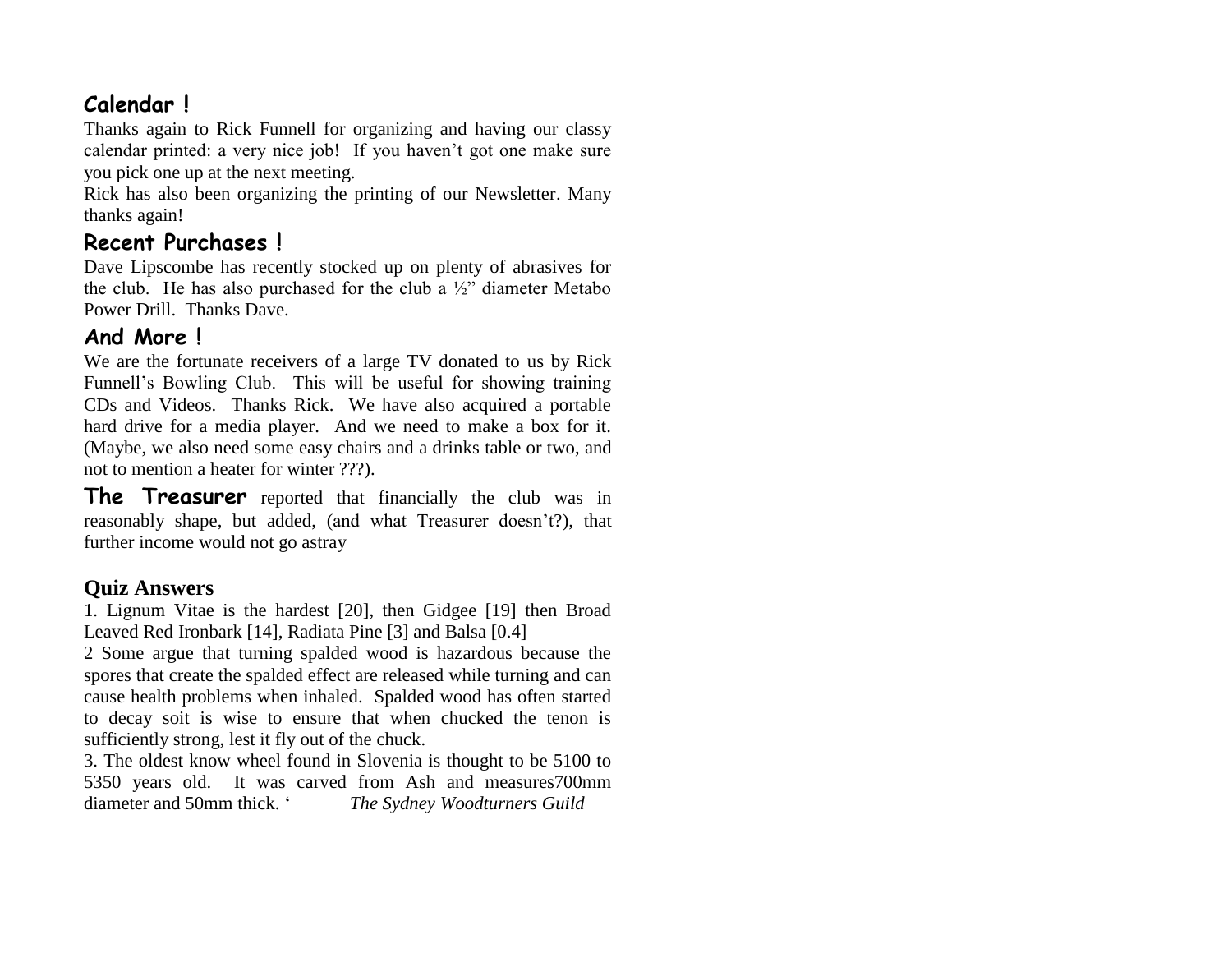## Calendar !

Thanks again to Rick Funnell for organizing and having our classy calendar printed: a very nice job! If you haven't got one make sure you pick one up at the next meeting.

Rick has also been organizing the printing of our Newsletter. Many thanks again!

## Recent Purchases !

Dave Lipscombe has recently stocked up on plenty of abrasives for the club. He has also purchased for the club a ½" diameter Metabo Power Drill. Thanks Dave.

## And More !

We are the fortunate receivers of a large TV donated to us by Rick Funnell's Bowling Club. This will be useful for showing training CDs and Videos. Thanks Rick. We have also acquired a portable hard drive for a media player. And we need to make a box for it. (Maybe, we also need some easy chairs and a drinks table or two, and not to mention a heater for winter ???).

**The Treasurer** reported that financially the club was in reasonably shape, but added, (and what Treasurer doesn't?), that further income would not go astray

## Quiz Answers

1. Lignum Vitae is the hardest [20], then Gidgee [19] then Broad Leaved Red Ironbark [14], Radiata Pine [3] and Balsa [0.4]

2 Some argue that turning spalded wood is hazardous because the spores that create the spalded effect are released while turning and can cause health problems when inhaled. Spalded wood has often started to decay soit is wise to ensure that when chucked the tenon is sufficiently strong, lest it fly out of the chuck.

3. The oldest know wheel found in Slovenia is thought to be 5100 to 5350 years old. It was carved from Ash and measures700mm diameter and 50mm thick. ' *The Sydney Woodturners Guild*